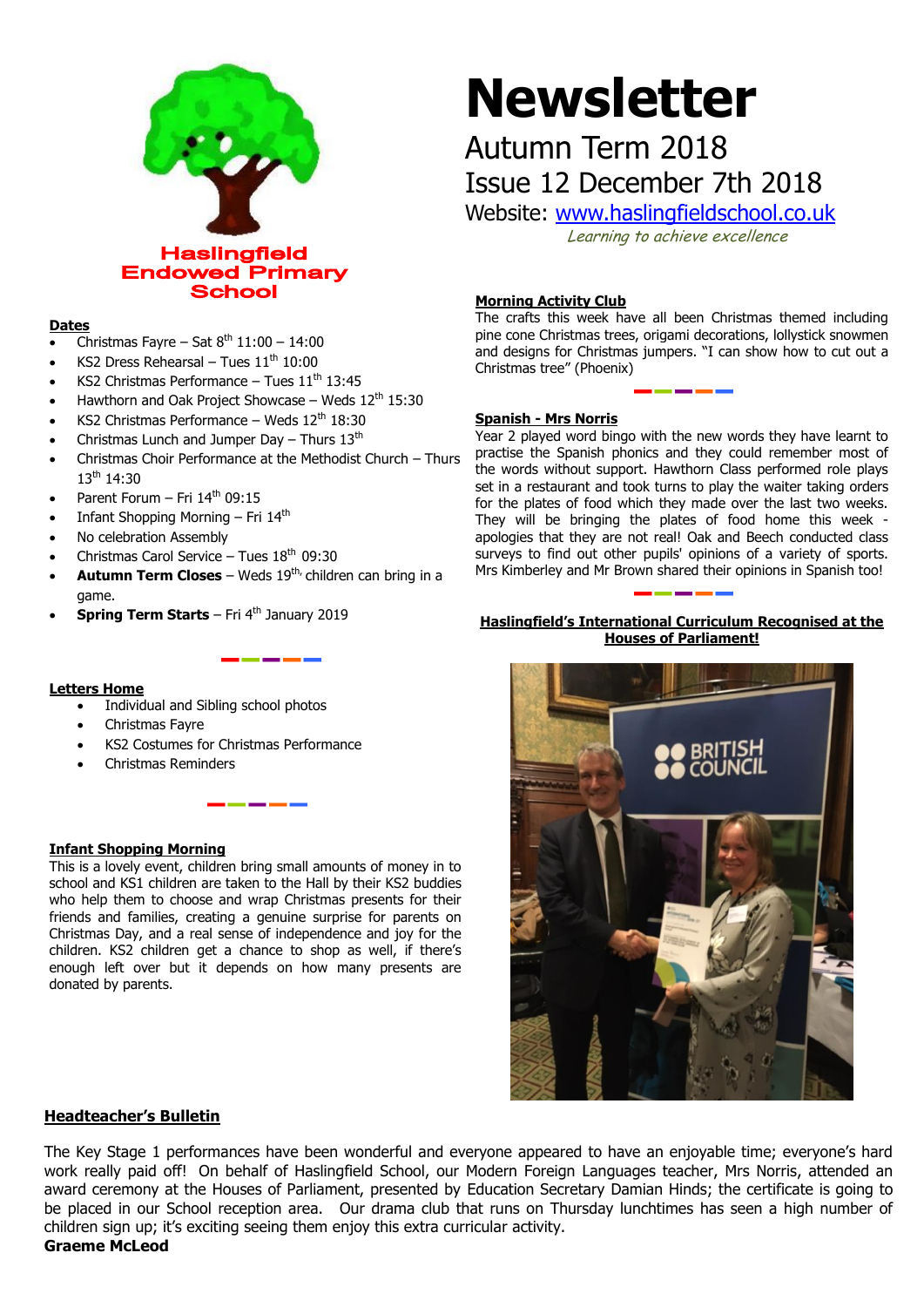Haslingfield Endowed Primary School

# Newsletter

Autumn Term 2018

Issue 12 December 7th 2018

Website: [www.haslingfieldschool.co.uk](http://www.haslingfieldschool.co.uk)

*Learning to achieve excellence*

## Dates

- Christmas Fayre – Sat 8th 11:00 – 14:00
- KS2 Dress Rehearsal – Tues 11th 10:00
- KS2 Christmas Performance – Tues 11th 13:45
- Hawthorn and Oak Project Showcase – Weds 12th 15:30
- KS2 Christmas Performance – Weds 12th 18:30
- Christmas Lunch and Jumper Day – Thurs 13th
- Christmas Choir Performance at the Methodist Church – Thurs 13th 14:30
- Parent Forum – Fri 14th 09:15
- Infant Shopping Morning – Fri 14th
- No celebration Assembly
- Christmas Carol Service – Tues 18th 09:30
- **Autumn Term Closes** – Weds 19th, children can bring in a game.
- **Spring Term Starts** – Fri 4th January 2019

## Letters Home

- Individual and Sibling school photos
- Christmas Fayre
- KS2 Costumes for Christmas Performance
- Christmas Reminders

## Infant Shopping Morning

This is a lovely event, children bring small amounts of money in to school and KS1 children are taken to the Hall by their KS2 buddies who help them to choose and wrap Christmas presents for their friends and families, creating a genuine surprise for parents on Christmas Day, and a real sense of independence and joy for the children. KS2 children get a chance to shop as well, if there's enough left over but it depends on how many presents are donated by parents.

## Morning Activity Club

The crafts this week have all been Christmas themed including pine cone Christmas trees, origami decorations, lollystick snowmen and designs for Christmas jumpers. "I can show how to cut out a Christmas tree" (Phoenix)

## Spanish - Mrs Norris

Year 2 played word bingo with the new words they have learnt to practise the Spanish phonics and they could remember most of the words without support. Hawthorn Class performed role plays set in a restaurant and took turns to play the waiter taking orders for the plates of food which they made over the last two weeks. They will be bringing the plates of food home this week - apologies that they are not real! Oak and Beech conducted class surveys to find out other pupils' opinions of a variety of sports. Mrs Kimberley and Mr Brown shared their opinions in Spanish too!

## Haslingfield's International Curriculum Recognised at the Houses of Parliament!

## Headteacher's Bulletin

The Key Stage 1 performances have been wonderful and everyone appeared to have an enjoyable time; everyone's hard work really paid off! On behalf of Haslingfield School, our Modern Foreign Languages teacher, Mrs Norris, attended an award ceremony at the Houses of Parliament, presented by Education Secretary Damian Hinds; the certificate is going to be placed in our School reception area. Our drama club that runs on Thursday lunchtimes has seen a high number of children sign up; it's exciting seeing them enjoy this extra curricular activity.

**Graeme McLeod**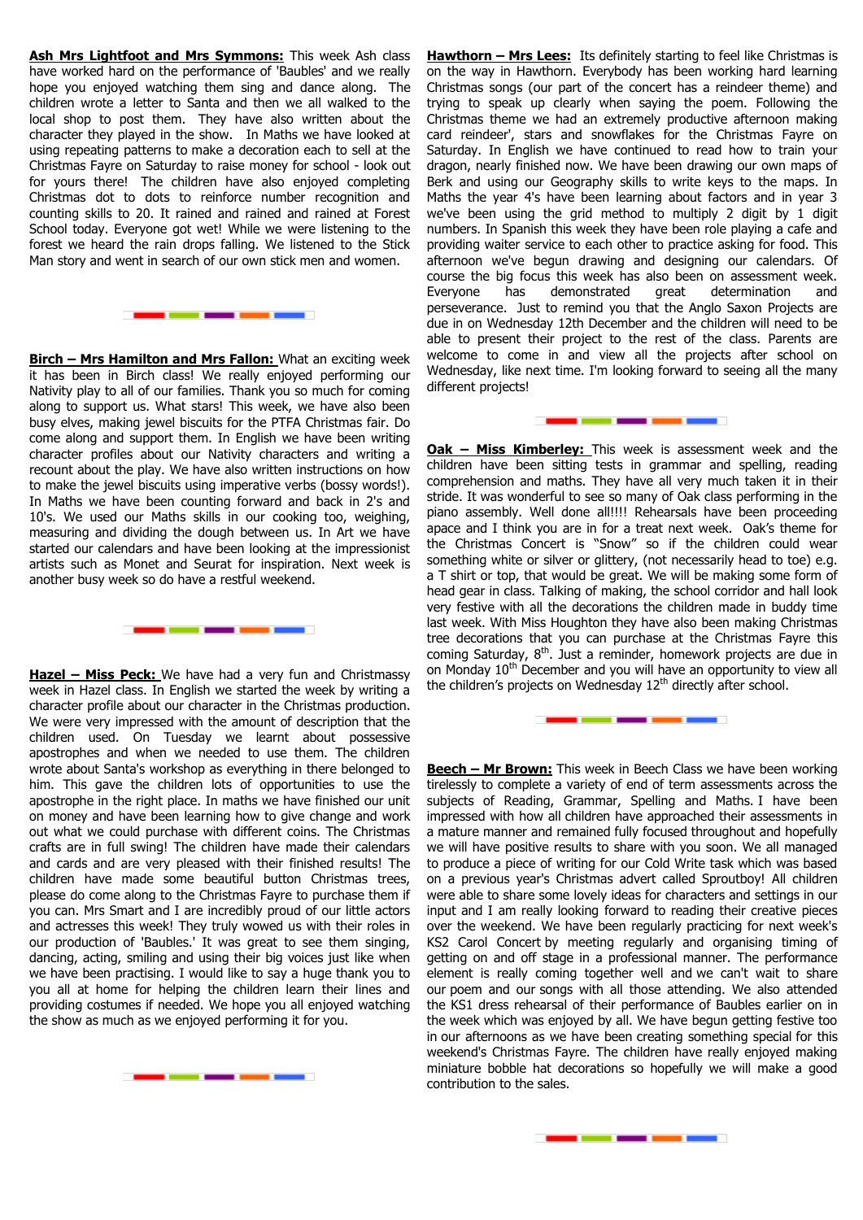**Ash Mrs Lightfoot and Mrs Symmons:** This week Ash class have worked hard on the performance of 'Baubles' and we really hope you enjoyed watching them sing and dance along. The children wrote a letter to Santa and then we all walked to the local shop to post them. They have also written about the character they played in the show. In Maths we have looked at using repeating patterns to make a decoration each to sell at the Christmas Fayre on Saturday to raise money for school - look out for yours there! The children have also enjoyed completing Christmas dot to dots to reinforce number recognition and counting skills to 20. It rained and rained and rained at Forest School today. Everyone got wet! While we were listening to the forest we heard the rain drops falling. We listened to the Stick Man story and went in search of our own stick men and women.

**Birch – Mrs Hamilton and Mrs Fallon:** What an exciting week it has been in Birch class! We really enjoyed performing our Nativity play to all of our families. Thank you so much for coming along to support us. What stars! This week, we have also been busy elves, making jewel biscuits for the PTFA Christmas fair. Do come along and support them. In English we have been writing character profiles about our Nativity characters and writing a recount about the play. We have also written instructions on how to make the jewel biscuits using imperative verbs (bossy words!). In Maths we have been counting forward and back in 2's and 10's. We used our Maths skills in our cooking too, weighing, measuring and dividing the dough between us. In Art we have started our calendars and have been looking at the impressionist artists such as Monet and Seurat for inspiration. Next week is another busy week so do have a restful weekend.

**Hazel – Miss Peck:** We have had a very fun and Christmassy week in Hazel class. In English we started the week by writing a character profile about our character in the Christmas production. We were very impressed with the amount of description that the children used. On Tuesday we learnt about possessive apostrophes and when we needed to use them. The children wrote about Santa's workshop as everything in there belonged to him. This gave the children lots of opportunities to use the apostrophe in the right place. In maths we have finished our unit on money and have been learning how to give change and work out what we could purchase with different coins. The Christmas crafts are in full swing! The children have made their calendars and cards and are very pleased with their finished results! The children have made some beautiful button Christmas trees, please do come along to the Christmas Fayre to purchase them if you can. Mrs Smart and I are incredibly proud of our little actors and actresses this week! They truly wowed us with their roles in our production of 'Baubles.' It was great to see them singing, dancing, acting, smiling and using their big voices just like when we have been practising. I would like to say a huge thank you to you all at home for helping the children learn their lines and providing costumes if needed. We hope you all enjoyed watching the show as much as we enjoyed performing it for you.

**Hawthorn – Mrs Lees:** Its definitely starting to feel like Christmas is on the way in Hawthorn. Everybody has been working hard learning Christmas songs (our part of the concert has a reindeer theme) and trying to speak up clearly when saying the poem. Following the Christmas theme we had an extremely productive afternoon making card reindeer', stars and snowflakes for the Christmas Fayre on Saturday. In English we have continued to read how to train your dragon, nearly finished now. We have been drawing our own maps of Berk and using our Geography skills to write keys to the maps. In Maths the year 4's have been learning about factors and in year 3 we've been using the grid method to multiply 2 digit by 1 digit numbers. In Spanish this week they have been role playing a cafe and providing waiter service to each other to practice asking for food. This afternoon we've begun drawing and designing our calendars. Of course the big focus this week has also been on assessment week. Everyone has demonstrated great determination and perseverance. Just to remind you that the Anglo Saxon Projects are due in on Wednesday 12th December and the children will need to be able to present their project to the rest of the class. Parents are welcome to come in and view all the projects after school on Wednesday, like next time. I'm looking forward to seeing all the many different projects!

**Oak – Miss Kimberley:** This week is assessment week and the children have been sitting tests in grammar and spelling, reading comprehension and maths. They have all very much taken it in their stride. It was wonderful to see so many of Oak class performing in the piano assembly. Well done all!!!! Rehearsals have been proceeding apace and I think you are in for a treat next week. Oak's theme for the Christmas Concert is "Snow" so if the children could wear something white or silver or glittery, (not necessarily head to toe) e.g. a T shirt or top, that would be great. We will be making some form of head gear in class. Talking of making, the school corridor and hall look very festive with all the decorations the children made in buddy time last week. With Miss Houghton they have also been making Christmas tree decorations that you can purchase at the Christmas Fayre this coming Saturday, 8th. Just a reminder, homework projects are due in on Monday 10th December and you will have an opportunity to view all the children's projects on Wednesday 12th directly after school.

**Beech – Mr Brown:** This week in Beech Class we have been working tirelessly to complete a variety of end of term assessments across the subjects of Reading, Grammar, Spelling and Maths. I have been impressed with how all children have approached their assessments in a mature manner and remained fully focused throughout and hopefully we will have positive results to share with you soon. We all managed to produce a piece of writing for our Cold Write task which was based on a previous year's Christmas advert called Sproutboy! All children were able to share some lovely ideas for characters and settings in our input and I am really looking forward to reading their creative pieces over the weekend. We have been regularly practicing for next week's KS2 Carol Concert by meeting regularly and organising timing of getting on and off stage in a professional manner. The performance element is really coming together well and we can't wait to share our poem and our songs with all those attending. We also attended the KS1 dress rehearsal of their performance of Baubles earlier on in the week which was enjoyed by all. We have begun getting festive too in our afternoons as we have been creating something special for this weekend's Christmas Fayre. The children have really enjoyed making miniature bobble hat decorations so hopefully we will make a good contribution to the sales.